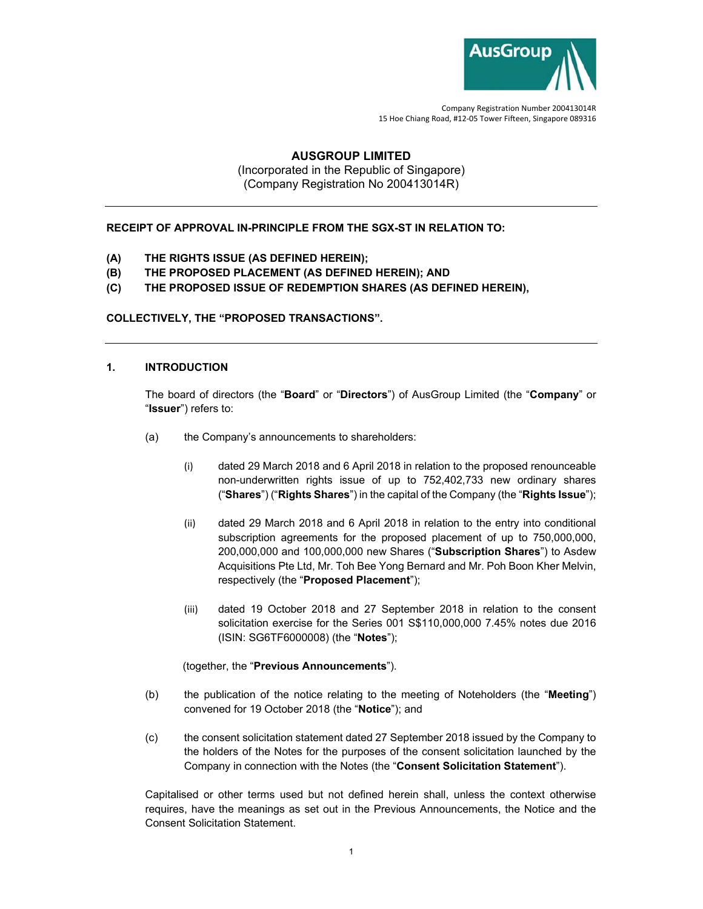AusGroup

Company Registration Number 200413014R
15 Hoe Chiang Road, #12-05 Tower Fifteen, Singapore 089316

# AUSGROUP LIMITED

(Incorporated in the Republic of Singapore)
(Company Registration No 200413014R)

---

**RECEIPT OF APPROVAL IN-PRINCIPLE FROM THE SGX-ST IN RELATION TO:**

**(A) THE RIGHTS ISSUE (AS DEFINED HEREIN);**
**(B) THE PROPOSED PLACEMENT (AS DEFINED HEREIN); AND**
**(C) THE PROPOSED ISSUE OF REDEMPTION SHARES (AS DEFINED HEREIN),**

**COLLECTIVELY, THE "PROPOSED TRANSACTIONS".**

---

## 1. INTRODUCTION

The board of directors (the "**Board**" or "**Directors**") of AusGroup Limited (the "**Company**" or "**Issuer**") refers to:

(a) the Company's announcements to shareholders:

(i) dated 29 March 2018 and 6 April 2018 in relation to the proposed renounceable non-underwritten rights issue of up to 752,402,733 new ordinary shares ("**Shares**") ("**Rights Shares**") in the capital of the Company (the "**Rights Issue**");

(ii) dated 29 March 2018 and 6 April 2018 in relation to the entry into conditional subscription agreements for the proposed placement of up to 750,000,000, 200,000,000 and 100,000,000 new Shares ("**Subscription Shares**") to Asdew Acquisitions Pte Ltd, Mr. Toh Bee Yong Bernard and Mr. Poh Boon Kher Melvin, respectively (the "**Proposed Placement**");

(iii) dated 19 October 2018 and 27 September 2018 in relation to the consent solicitation exercise for the Series 001 S$110,000,000 7.45% notes due 2016 (ISIN: SG6TF6000008) (the "**Notes**");

(together, the "**Previous Announcements**").

(b) the publication of the notice relating to the meeting of Noteholders (the "**Meeting**") convened for 19 October 2018 (the "**Notice**"); and

(c) the consent solicitation statement dated 27 September 2018 issued by the Company to the holders of the Notes for the purposes of the consent solicitation launched by the Company in connection with the Notes (the "**Consent Solicitation Statement**").

Capitalised or other terms used but not defined herein shall, unless the context otherwise requires, have the meanings as set out in the Previous Announcements, the Notice and the Consent Solicitation Statement.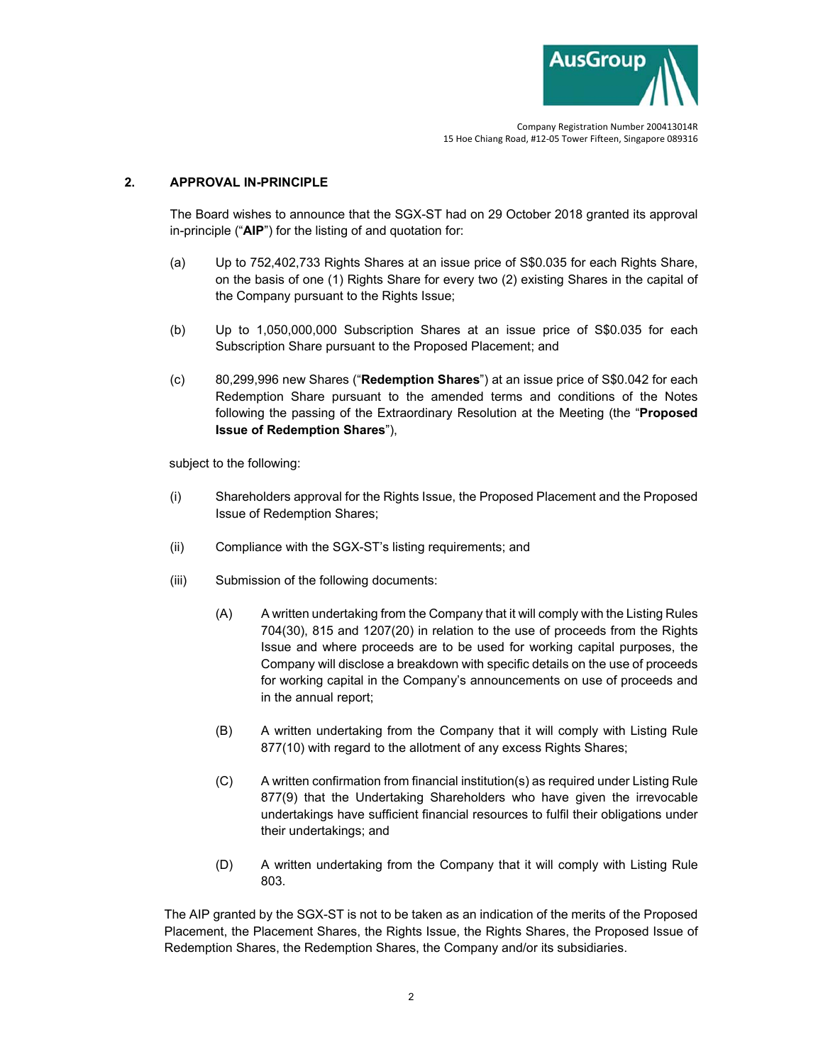## 2. APPROVAL IN-PRINCIPLE

The Board wishes to announce that the SGX-ST had on 29 October 2018 granted its approval in-principle ("**AIP**") for the listing of and quotation for:

(a) Up to 752,402,733 Rights Shares at an issue price of S$0.035 for each Rights Share, on the basis of one (1) Rights Share for every two (2) existing Shares in the capital of the Company pursuant to the Rights Issue;

(b) Up to 1,050,000,000 Subscription Shares at an issue price of S$0.035 for each Subscription Share pursuant to the Proposed Placement; and

(c) 80,299,996 new Shares ("**Redemption Shares**") at an issue price of S$0.042 for each Redemption Share pursuant to the amended terms and conditions of the Notes following the passing of the Extraordinary Resolution at the Meeting (the "**Proposed Issue of Redemption Shares**"),

subject to the following:

(i) Shareholders approval for the Rights Issue, the Proposed Placement and the Proposed Issue of Redemption Shares;

(ii) Compliance with the SGX-ST's listing requirements; and

(iii) Submission of the following documents:

  (A) A written undertaking from the Company that it will comply with the Listing Rules 704(30), 815 and 1207(20) in relation to the use of proceeds from the Rights Issue and where proceeds are to be used for working capital purposes, the Company will disclose a breakdown with specific details on the use of proceeds for working capital in the Company's announcements on use of proceeds and in the annual report;

  (B) A written undertaking from the Company that it will comply with Listing Rule 877(10) with regard to the allotment of any excess Rights Shares;

  (C) A written confirmation from financial institution(s) as required under Listing Rule 877(9) that the Undertaking Shareholders who have given the irrevocable undertakings have sufficient financial resources to fulfil their obligations under their undertakings; and

  (D) A written undertaking from the Company that it will comply with Listing Rule 803.

The AIP granted by the SGX-ST is not to be taken as an indication of the merits of the Proposed Placement, the Placement Shares, the Rights Issue, the Rights Shares, the Proposed Issue of Redemption Shares, the Redemption Shares, the Company and/or its subsidiaries.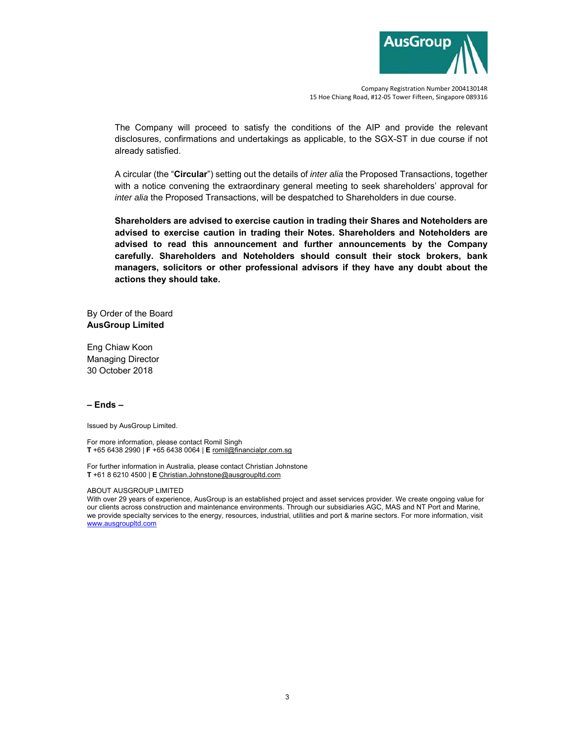Company Registration Number 200413014R
15 Hoe Chiang Road, #12-05 Tower Fifteen, Singapore 089316

The Company will proceed to satisfy the conditions of the AIP and provide the relevant disclosures, confirmations and undertakings as applicable, to the SGX-ST in due course if not already satisfied.

A circular (the "**Circular**") setting out the details of *inter alia* the Proposed Transactions, together with a notice convening the extraordinary general meeting to seek shareholders' approval for *inter alia* the Proposed Transactions, will be despatched to Shareholders in due course.

**Shareholders are advised to exercise caution in trading their Shares and Noteholders are advised to exercise caution in trading their Notes. Shareholders and Noteholders are advised to read this announcement and further announcements by the Company carefully. Shareholders and Noteholders should consult their stock brokers, bank managers, solicitors or other professional advisors if they have any doubt about the actions they should take.**

By Order of the Board
**AusGroup Limited**

Eng Chiaw Koon
Managing Director
30 October 2018

**– Ends –**

Issued by AusGroup Limited.

For more information, please contact Romil Singh
**T** +65 6438 2990 | **F** +65 6438 0064 | **E** romil@financialpr.com.sg

For further information in Australia, please contact Christian Johnstone
**T** +61 8 6210 4500 | **E** Christian.Johnstone@ausgroupltd.com

ABOUT AUSGROUP LIMITED
With over 29 years of experience, AusGroup is an established project and asset services provider. We create ongoing value for our clients across construction and maintenance environments. Through our subsidiaries AGC, MAS and NT Port and Marine, we provide specialty services to the energy, resources, industrial, utilities and port & marine sectors. For more information, visit www.ausgroupltd.com